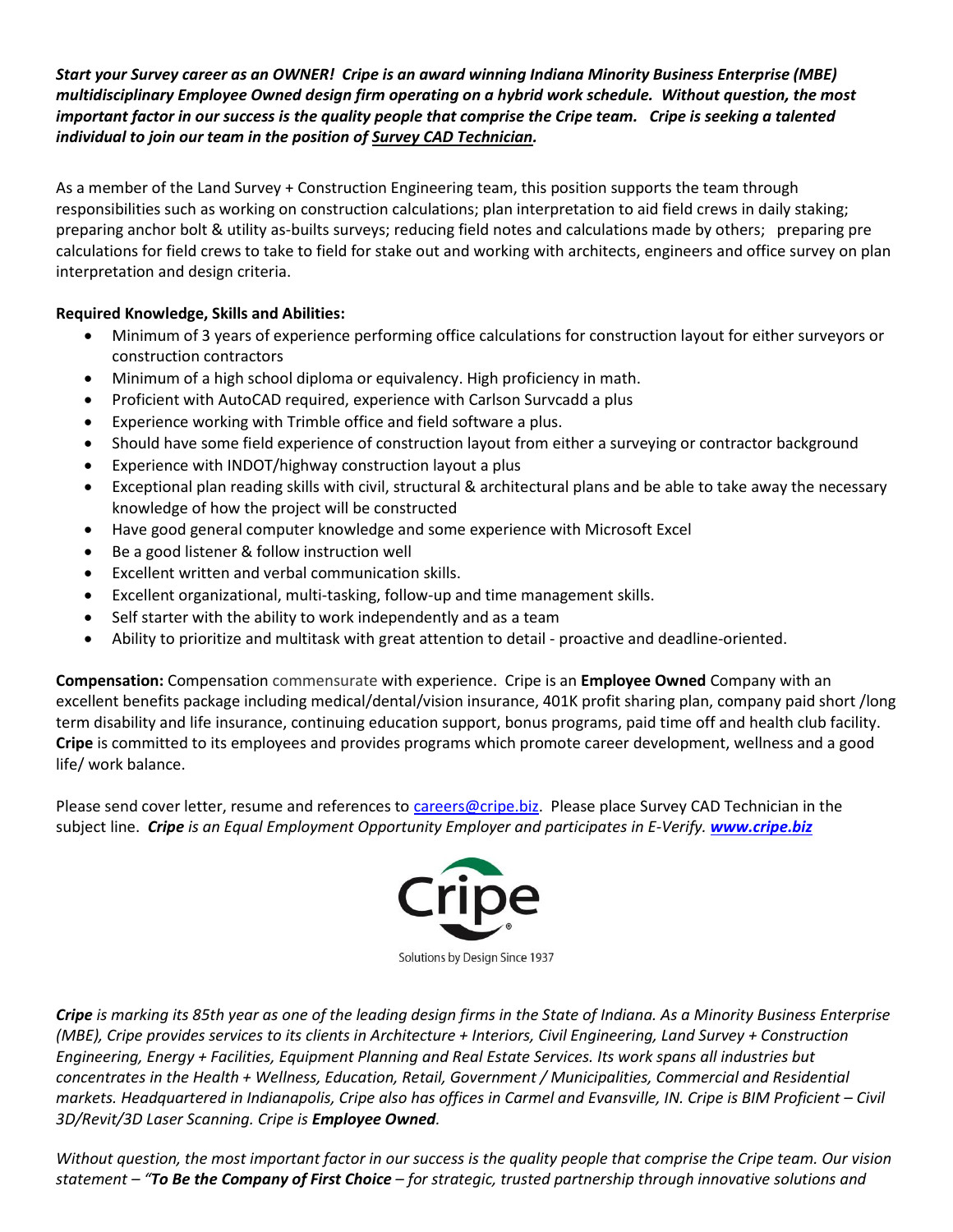***Start your Survey career as an OWNER!  Cripe is an award winning Indiana Minority Business Enterprise (MBE) multidisciplinary Employee Owned design firm operating on a hybrid work schedule.  Without question, the most important factor in our success is the quality people that comprise the Cripe team.   Cripe is seeking a talented individual to join our team in the position of Survey CAD Technician.***

As a member of the Land Survey + Construction Engineering team, this position supports the team through responsibilities such as working on construction calculations; plan interpretation to aid field crews in daily staking; preparing anchor bolt & utility as-builts surveys; reducing field notes and calculations made by others;   preparing pre calculations for field crews to take to field for stake out and working with architects, engineers and office survey on plan interpretation and design criteria.

**Required Knowledge, Skills and Abilities:**

- Minimum of 3 years of experience performing office calculations for construction layout for either surveyors or construction contractors
- Minimum of a high school diploma or equivalency. High proficiency in math.
- Proficient with AutoCAD required, experience with Carlson Survcadd a plus
- Experience working with Trimble office and field software a plus.
- Should have some field experience of construction layout from either a surveying or contractor background
- Experience with INDOT/highway construction layout a plus
- Exceptional plan reading skills with civil, structural & architectural plans and be able to take away the necessary knowledge of how the project will be constructed
- Have good general computer knowledge and some experience with Microsoft Excel
- Be a good listener & follow instruction well
- Excellent written and verbal communication skills.
- Excellent organizational, multi-tasking, follow-up and time management skills.
- Self starter with the ability to work independently and as a team
- Ability to prioritize and multitask with great attention to detail - proactive and deadline-oriented.

**Compensation:** Compensation commensurate with experience.  Cripe is an **Employee Owned** Company with an excellent benefits package including medical/dental/vision insurance, 401K profit sharing plan, company paid short /long term disability and life insurance, continuing education support, bonus programs, paid time off and health club facility. **Cripe** is committed to its employees and provides programs which promote career development, wellness and a good life/ work balance.

Please send cover letter, resume and references to careers@cripe.biz.  Please place Survey CAD Technician in the subject line.  ***Cripe** is an Equal Employment Opportunity Employer and participates in E-Verify.* ***www.cripe.biz***

Cripe®

Solutions by Design Since 1937

***Cripe** is marking its 85th year as one of the leading design firms in the State of Indiana. As a Minority Business Enterprise (MBE), Cripe provides services to its clients in Architecture + Interiors, Civil Engineering, Land Survey + Construction Engineering, Energy + Facilities, Equipment Planning and Real Estate Services. Its work spans all industries but concentrates in the Health + Wellness, Education, Retail, Government / Municipalities, Commercial and Residential markets. Headquartered in Indianapolis, Cripe also has offices in Carmel and Evansville, IN. Cripe is BIM Proficient – Civil 3D/Revit/3D Laser Scanning. Cripe is **Employee Owned**.*

*Without question, the most important factor in our success is the quality people that comprise the Cripe team. Our vision statement – "**To Be the Company of First Choice** – for strategic, trusted partnership through innovative solutions and*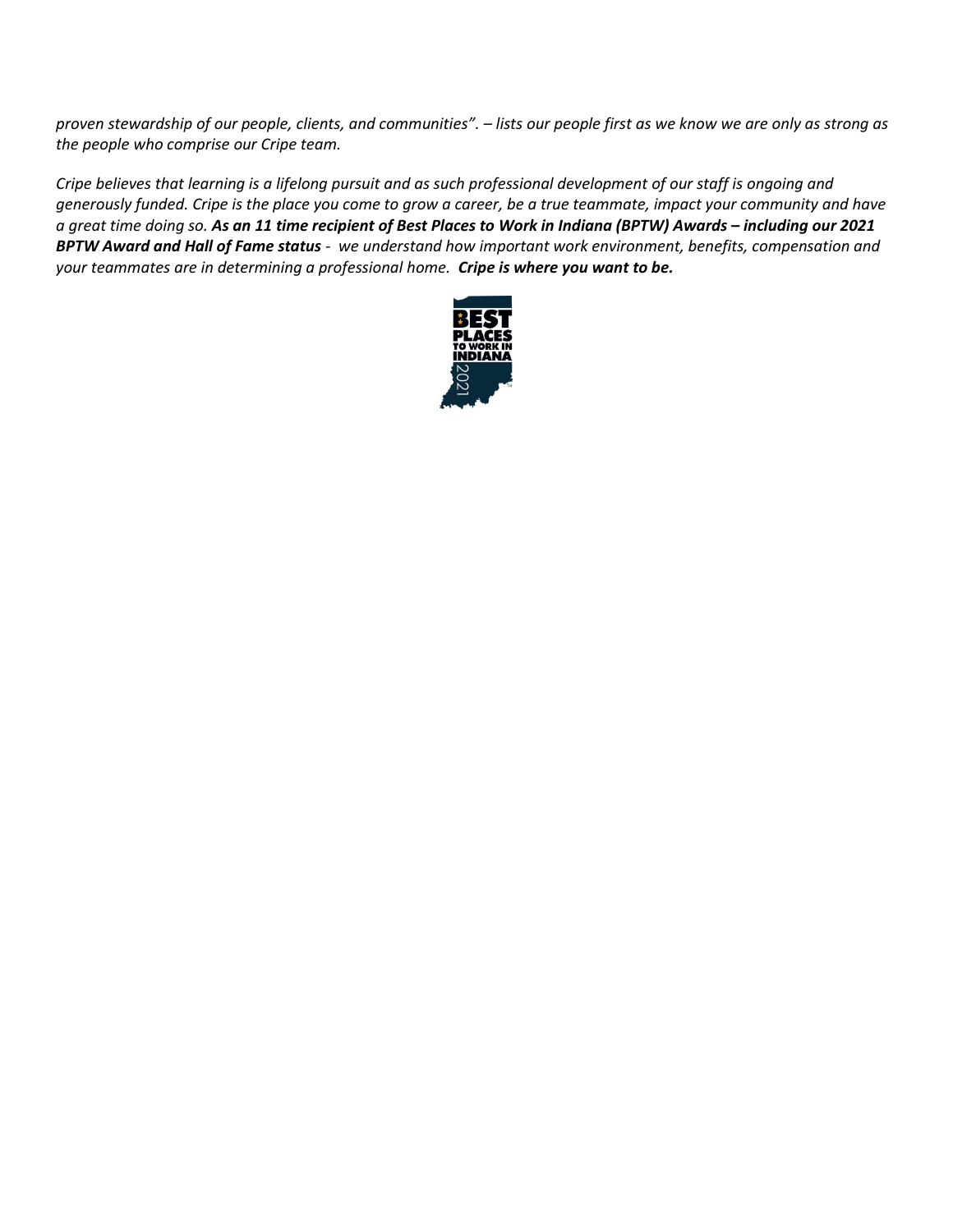*proven stewardship of our people, clients, and communities". – lists our people first as we know we are only as strong as the people who comprise our Cripe team.*

*Cripe believes that learning is a lifelong pursuit and as such professional development of our staff is ongoing and generously funded. Cripe is the place you come to grow a career, be a true teammate, impact your community and have a great time doing so.* ***As an 11 time recipient of Best Places to Work in Indiana (BPTW) Awards – including our 2021 BPTW Award and Hall of Fame status*** *- we understand how important work environment, benefits, compensation and your teammates are in determining a professional home.* ***Cripe is where you want to be.***

BEST PLACES TO WORK IN INDIANA 2021